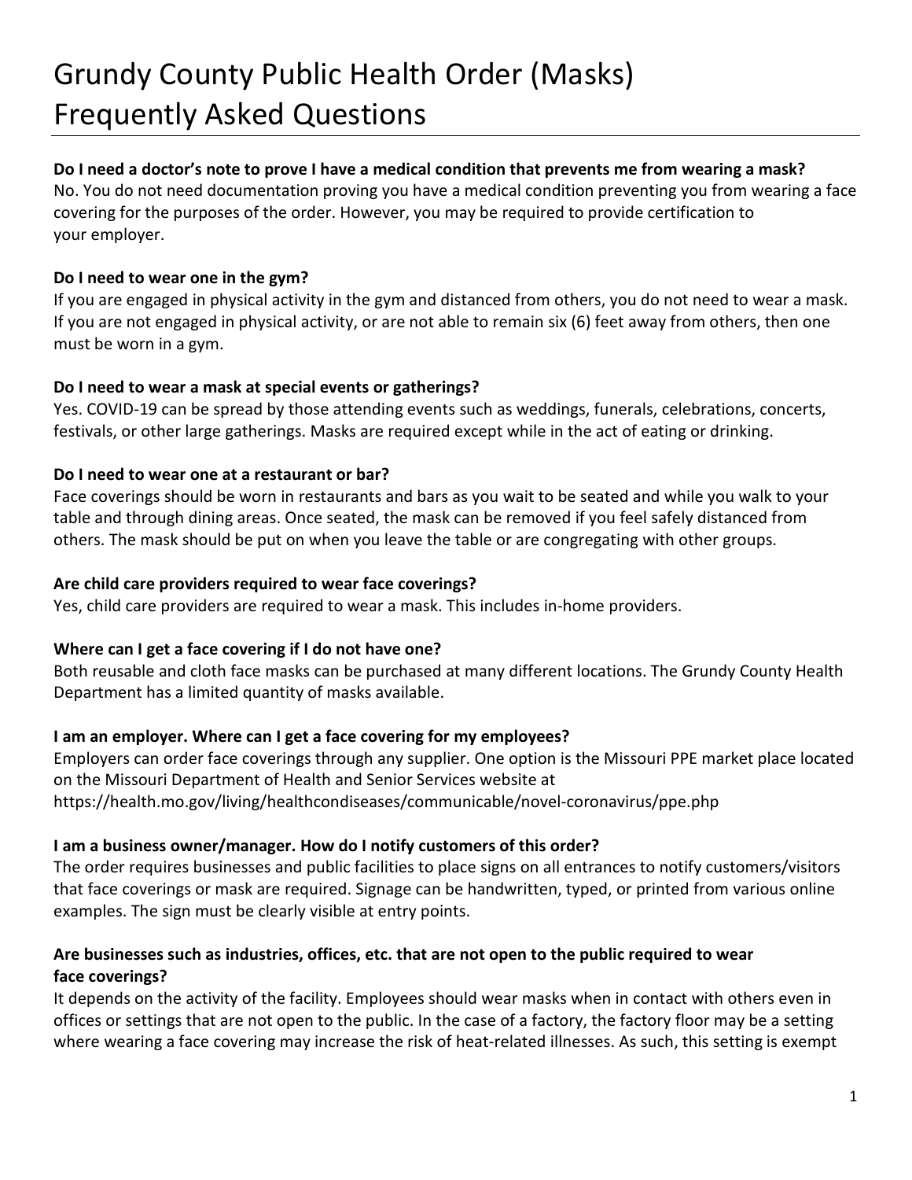# Grundy County Public Health Order (Masks) Frequently Asked Questions

**Do I need a doctor's note to prove I have a medical condition that prevents me from wearing a mask?**
No. You do not need documentation proving you have a medical condition preventing you from wearing a face covering for the purposes of the order. However, you may be required to provide certification to your employer.

**Do I need to wear one in the gym?**
If you are engaged in physical activity in the gym and distanced from others, you do not need to wear a mask. If you are not engaged in physical activity, or are not able to remain six (6) feet away from others, then one must be worn in a gym.

**Do I need to wear a mask at special events or gatherings?**
Yes. COVID-19 can be spread by those attending events such as weddings, funerals, celebrations, concerts, festivals, or other large gatherings. Masks are required except while in the act of eating or drinking.

**Do I need to wear one at a restaurant or bar?**
Face coverings should be worn in restaurants and bars as you wait to be seated and while you walk to your table and through dining areas. Once seated, the mask can be removed if you feel safely distanced from others. The mask should be put on when you leave the table or are congregating with other groups.

**Are child care providers required to wear face coverings?**
Yes, child care providers are required to wear a mask. This includes in-home providers.

**Where can I get a face covering if I do not have one?**
Both reusable and cloth face masks can be purchased at many different locations. The Grundy County Health Department has a limited quantity of masks available.

**I am an employer. Where can I get a face covering for my employees?**
Employers can order face coverings through any supplier. One option is the Missouri PPE market place located on the Missouri Department of Health and Senior Services website at https://health.mo.gov/living/healthcondiseases/communicable/novel-coronavirus/ppe.php

**I am a business owner/manager. How do I notify customers of this order?**
The order requires businesses and public facilities to place signs on all entrances to notify customers/visitors that face coverings or mask are required. Signage can be handwritten, typed, or printed from various online examples. The sign must be clearly visible at entry points.

**Are businesses such as industries, offices, etc. that are not open to the public required to wear face coverings?**
It depends on the activity of the facility. Employees should wear masks when in contact with others even in offices or settings that are not open to the public. In the case of a factory, the factory floor may be a setting where wearing a face covering may increase the risk of heat-related illnesses. As such, this setting is exempt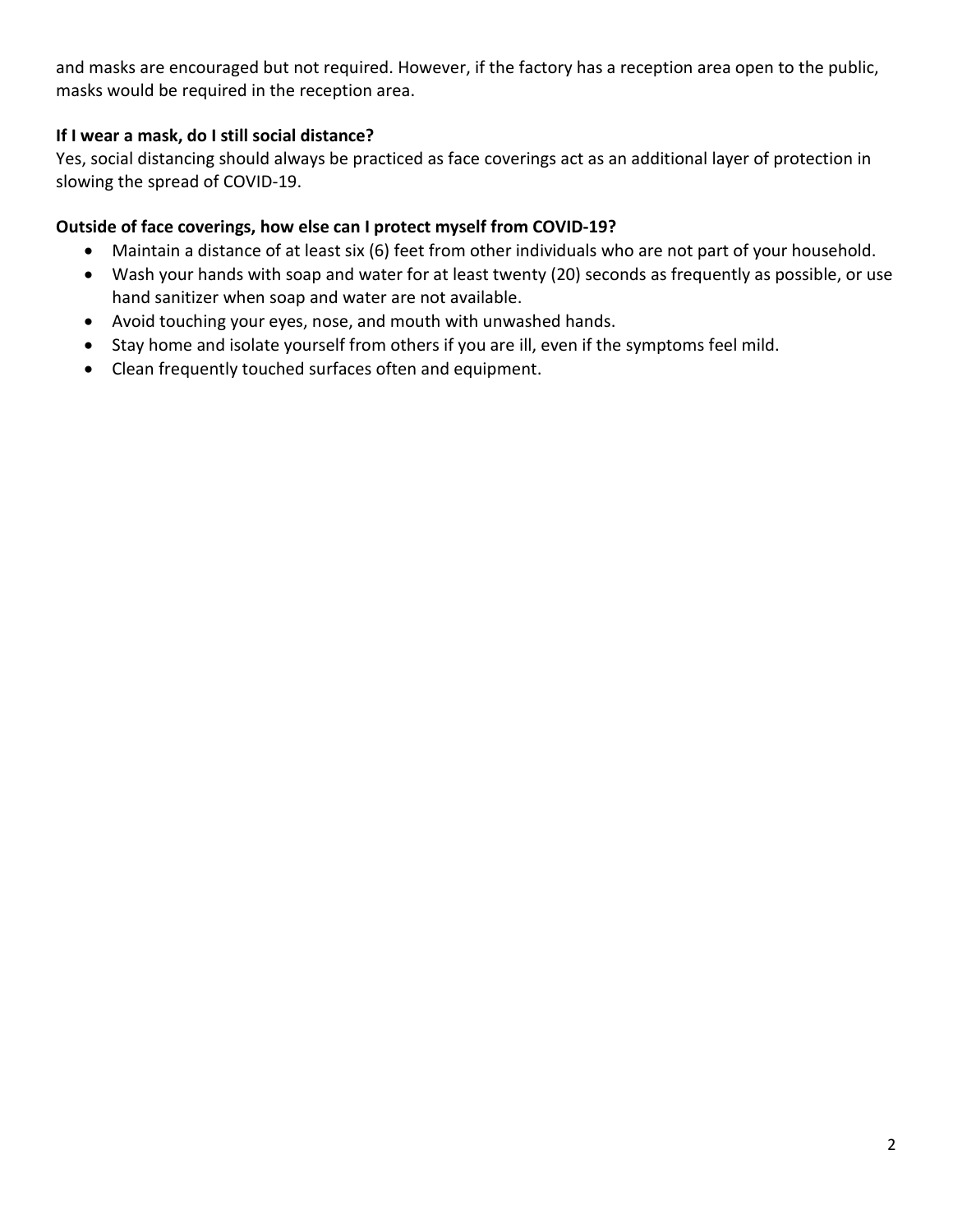and masks are encouraged but not required. However, if the factory has a reception area open to the public, masks would be required in the reception area.

**If I wear a mask, do I still social distance?**

Yes, social distancing should always be practiced as face coverings act as an additional layer of protection in slowing the spread of COVID-19.

**Outside of face coverings, how else can I protect myself from COVID-19?**

- Maintain a distance of at least six (6) feet from other individuals who are not part of your household.
- Wash your hands with soap and water for at least twenty (20) seconds as frequently as possible, or use hand sanitizer when soap and water are not available.
- Avoid touching your eyes, nose, and mouth with unwashed hands.
- Stay home and isolate yourself from others if you are ill, even if the symptoms feel mild.
- Clean frequently touched surfaces often and equipment.